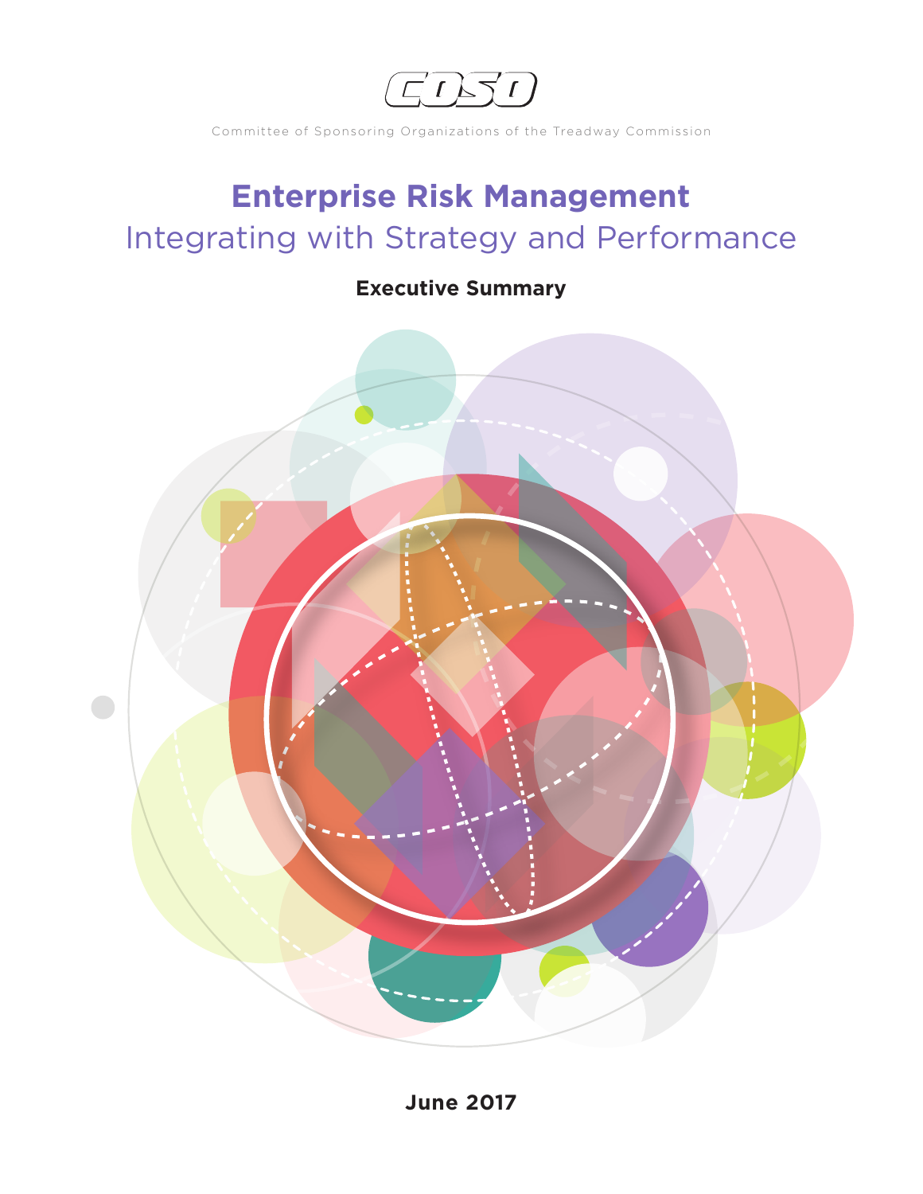COSO

Committee of Sponsoring Organizations of the Treadway Commission

# Enterprise Risk Management

## Integrating with Strategy and Performance

**Executive Summary**

**June 2017**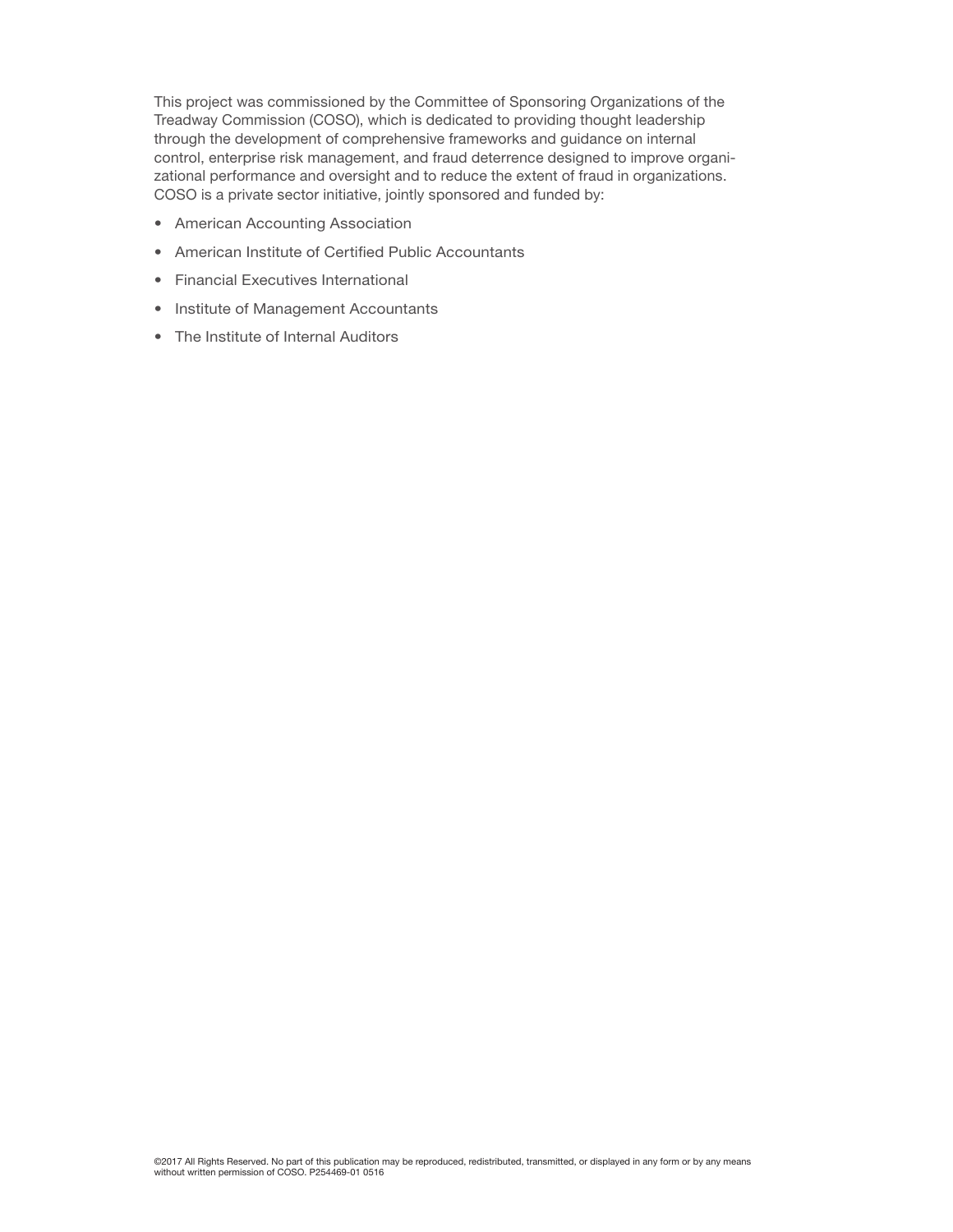This project was commissioned by the Committee of Sponsoring Organizations of the Treadway Commission (COSO), which is dedicated to providing thought leadership through the development of comprehensive frameworks and guidance on internal control, enterprise risk management, and fraud deterrence designed to improve organizational performance and oversight and to reduce the extent of fraud in organizations. COSO is a private sector initiative, jointly sponsored and funded by:

- American Accounting Association
- American Institute of Certified Public Accountants
- Financial Executives International
- Institute of Management Accountants
- The Institute of Internal Auditors

©2017 All Rights Reserved. No part of this publication may be reproduced, redistributed, transmitted, or displayed in any form or by any means without written permission of COSO. P254469-01 0516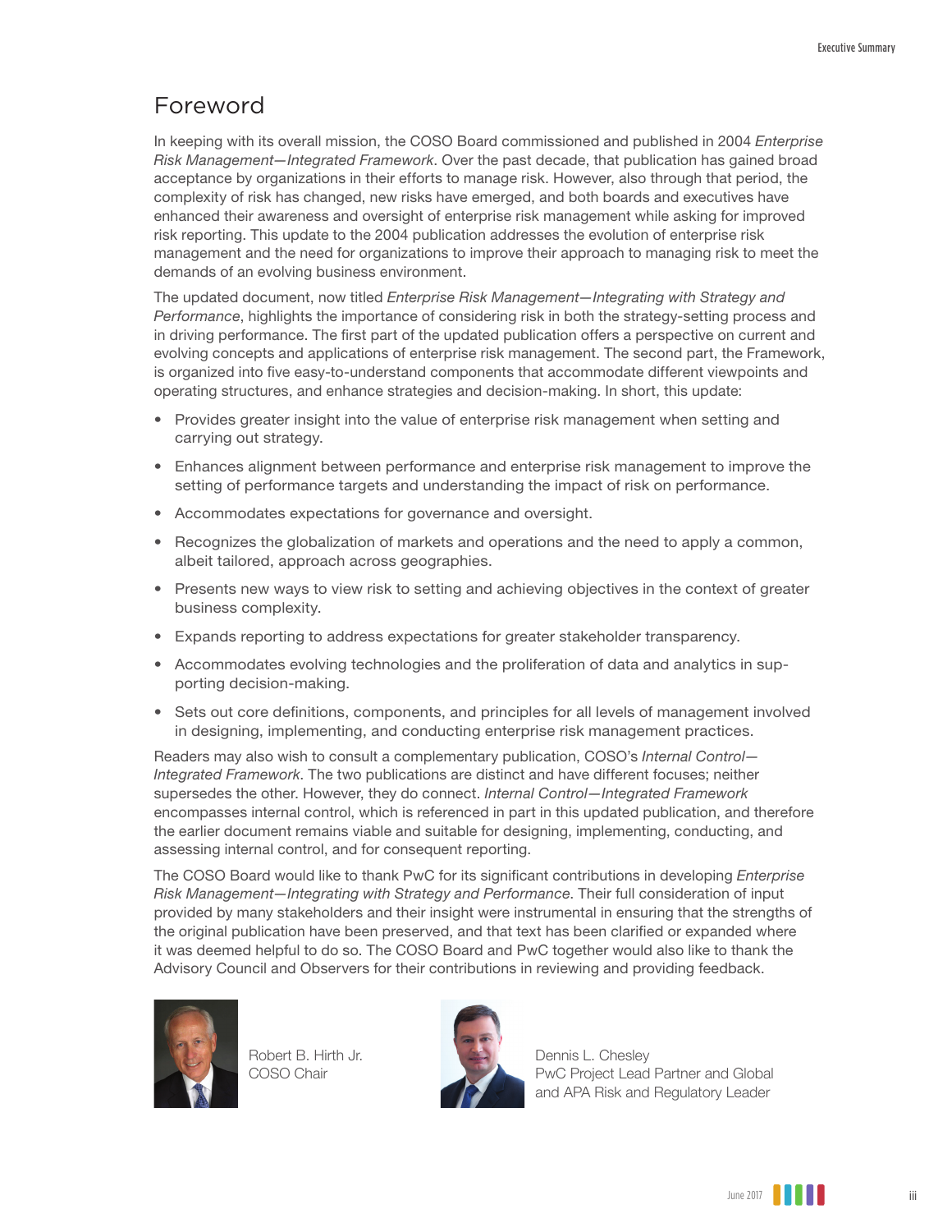# Foreword

In keeping with its overall mission, the COSO Board commissioned and published in 2004 *Enterprise Risk Management—Integrated Framework*. Over the past decade, that publication has gained broad acceptance by organizations in their efforts to manage risk. However, also through that period, the complexity of risk has changed, new risks have emerged, and both boards and executives have enhanced their awareness and oversight of enterprise risk management while asking for improved risk reporting. This update to the 2004 publication addresses the evolution of enterprise risk management and the need for organizations to improve their approach to managing risk to meet the demands of an evolving business environment.

The updated document, now titled *Enterprise Risk Management—Integrating with Strategy and Performance*, highlights the importance of considering risk in both the strategy-setting process and in driving performance. The first part of the updated publication offers a perspective on current and evolving concepts and applications of enterprise risk management. The second part, the Framework, is organized into five easy-to-understand components that accommodate different viewpoints and operating structures, and enhance strategies and decision-making. In short, this update:

- Provides greater insight into the value of enterprise risk management when setting and carrying out strategy.
- Enhances alignment between performance and enterprise risk management to improve the setting of performance targets and understanding the impact of risk on performance.
- Accommodates expectations for governance and oversight.
- Recognizes the globalization of markets and operations and the need to apply a common, albeit tailored, approach across geographies.
- Presents new ways to view risk to setting and achieving objectives in the context of greater business complexity.
- Expands reporting to address expectations for greater stakeholder transparency.
- Accommodates evolving technologies and the proliferation of data and analytics in supporting decision-making.
- Sets out core definitions, components, and principles for all levels of management involved in designing, implementing, and conducting enterprise risk management practices.

Readers may also wish to consult a complementary publication, COSO's *Internal Control—Integrated Framework*. The two publications are distinct and have different focuses; neither supersedes the other. However, they do connect. *Internal Control—Integrated Framework* encompasses internal control, which is referenced in part in this updated publication, and therefore the earlier document remains viable and suitable for designing, implementing, conducting, and assessing internal control, and for consequent reporting.

The COSO Board would like to thank PwC for its significant contributions in developing *Enterprise Risk Management—Integrating with Strategy and Performance*. Their full consideration of input provided by many stakeholders and their insight were instrumental in ensuring that the strengths of the original publication have been preserved, and that text has been clarified or expanded where it was deemed helpful to do so. The COSO Board and PwC together would also like to thank the Advisory Council and Observers for their contributions in reviewing and providing feedback.

Robert B. Hirth Jr.
COSO Chair

Dennis L. Chesley
PwC Project Lead Partner and Global and APA Risk and Regulatory Leader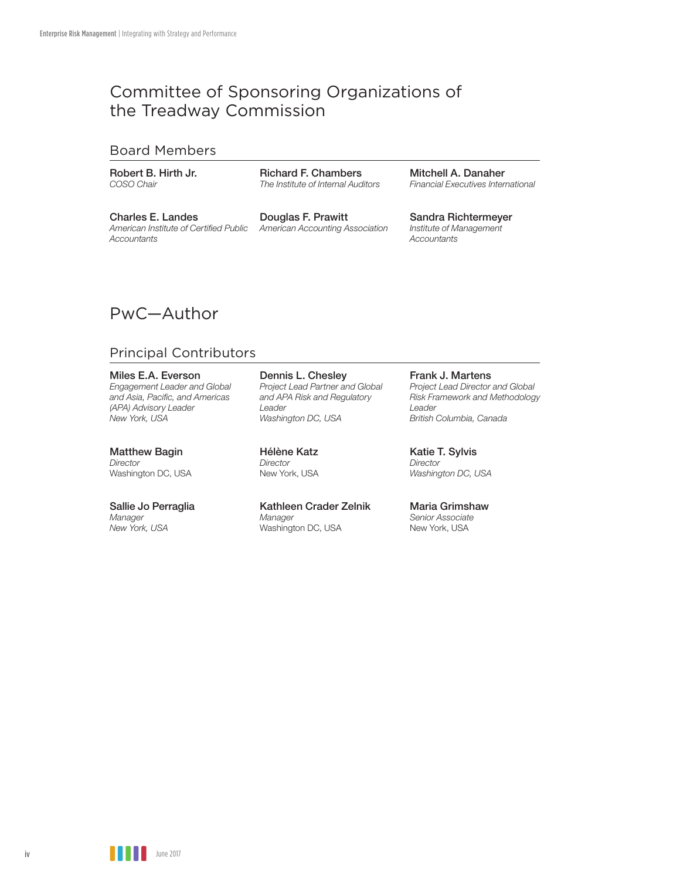# Committee of Sponsoring Organizations of the Treadway Commission

## Board Members

**Robert B. Hirth Jr.**
*COSO Chair*

**Richard F. Chambers**
*The Institute of Internal Auditors*

**Mitchell A. Danaher**
*Financial Executives International*

**Charles E. Landes**
*American Institute of Certified Public Accountants*

**Douglas F. Prawitt**
*American Accounting Association*

**Sandra Richtermeyer**
*Institute of Management Accountants*

# PwC—Author

## Principal Contributors

**Miles E.A. Everson**
*Engagement Leader and Global and Asia, Pacific, and Americas (APA) Advisory Leader*
*New York, USA*

**Dennis L. Chesley**
*Project Lead Partner and Global and APA Risk and Regulatory Leader*
*Washington DC, USA*

**Frank J. Martens**
*Project Lead Director and Global Risk Framework and Methodology Leader*
*British Columbia, Canada*

**Matthew Bagin**
*Director*
Washington DC, USA

**Hélène Katz**
*Director*
New York, USA

**Katie T. Sylvis**
*Director*
*Washington DC, USA*

**Sallie Jo Perraglia**
*Manager*
*New York, USA*

**Kathleen Crader Zelnik**
*Manager*
Washington DC, USA

**Maria Grimshaw**
*Senior Associate*
New York, USA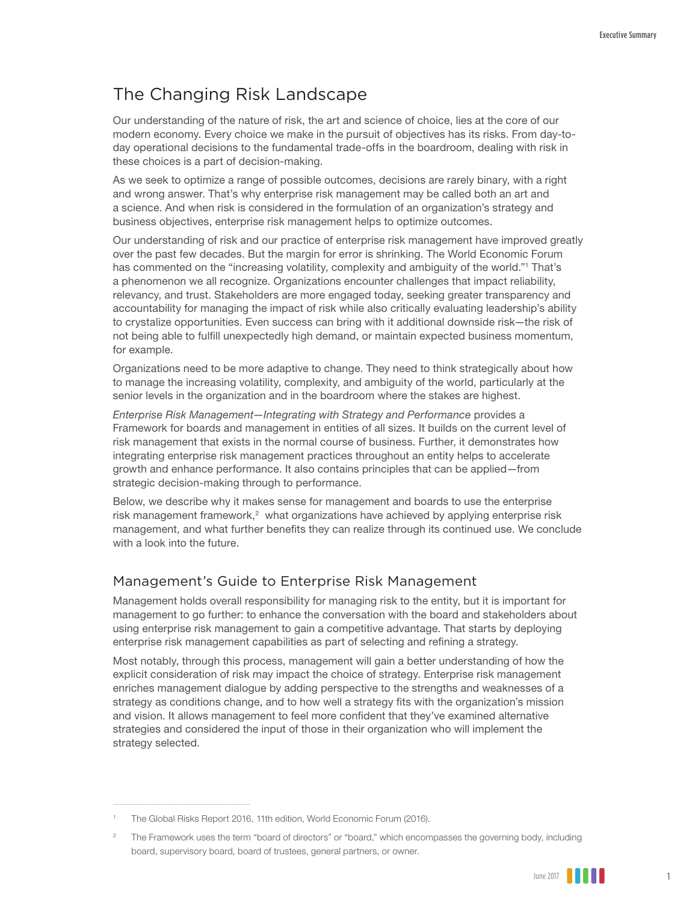## The Changing Risk Landscape

Our understanding of the nature of risk, the art and science of choice, lies at the core of our modern economy. Every choice we make in the pursuit of objectives has its risks. From day-to-day operational decisions to the fundamental trade-offs in the boardroom, dealing with risk in these choices is a part of decision-making.

As we seek to optimize a range of possible outcomes, decisions are rarely binary, with a right and wrong answer. That's why enterprise risk management may be called both an art and a science. And when risk is considered in the formulation of an organization's strategy and business objectives, enterprise risk management helps to optimize outcomes.

Our understanding of risk and our practice of enterprise risk management have improved greatly over the past few decades. But the margin for error is shrinking. The World Economic Forum has commented on the "increasing volatility, complexity and ambiguity of the world."[1] That's a phenomenon we all recognize. Organizations encounter challenges that impact reliability, relevancy, and trust. Stakeholders are more engaged today, seeking greater transparency and accountability for managing the impact of risk while also critically evaluating leadership's ability to crystalize opportunities. Even success can bring with it additional downside risk—the risk of not being able to fulfill unexpectedly high demand, or maintain expected business momentum, for example.

Organizations need to be more adaptive to change. They need to think strategically about how to manage the increasing volatility, complexity, and ambiguity of the world, particularly at the senior levels in the organization and in the boardroom where the stakes are highest.

*Enterprise Risk Management—Integrating with Strategy and Performance* provides a Framework for boards and management in entities of all sizes. It builds on the current level of risk management that exists in the normal course of business. Further, it demonstrates how integrating enterprise risk management practices throughout an entity helps to accelerate growth and enhance performance. It also contains principles that can be applied—from strategic decision-making through to performance.

Below, we describe why it makes sense for management and boards to use the enterprise risk management framework,[2] what organizations have achieved by applying enterprise risk management, and what further benefits they can realize through its continued use. We conclude with a look into the future.

### Management's Guide to Enterprise Risk Management

Management holds overall responsibility for managing risk to the entity, but it is important for management to go further: to enhance the conversation with the board and stakeholders about using enterprise risk management to gain a competitive advantage. That starts by deploying enterprise risk management capabilities as part of selecting and refining a strategy.

Most notably, through this process, management will gain a better understanding of how the explicit consideration of risk may impact the choice of strategy. Enterprise risk management enriches management dialogue by adding perspective to the strengths and weaknesses of a strategy as conditions change, and to how well a strategy fits with the organization's mission and vision. It allows management to feel more confident that they've examined alternative strategies and considered the input of those in their organization who will implement the strategy selected.

---

[1] The Global Risks Report 2016, 11th edition, World Economic Forum (2016).

[2] The Framework uses the term "board of directors" or "board," which encompasses the governing body, including board, supervisory board, board of trustees, general partners, or owner.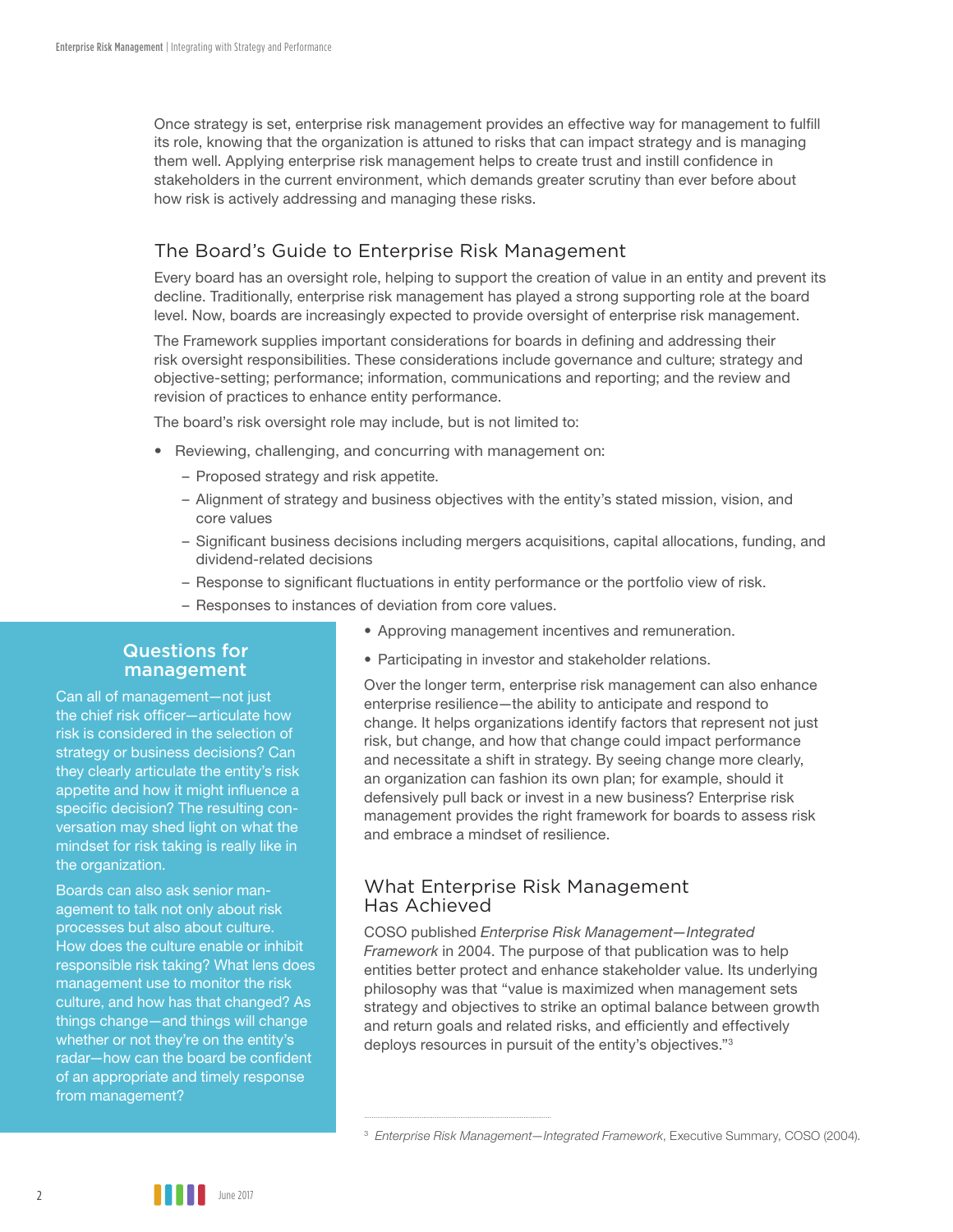Once strategy is set, enterprise risk management provides an effective way for management to fulfill its role, knowing that the organization is attuned to risks that can impact strategy and is managing them well. Applying enterprise risk management helps to create trust and instill confidence in stakeholders in the current environment, which demands greater scrutiny than ever before about how risk is actively addressing and managing these risks.

## The Board's Guide to Enterprise Risk Management

Every board has an oversight role, helping to support the creation of value in an entity and prevent its decline. Traditionally, enterprise risk management has played a strong supporting role at the board level. Now, boards are increasingly expected to provide oversight of enterprise risk management.

The Framework supplies important considerations for boards in defining and addressing their risk oversight responsibilities. These considerations include governance and culture; strategy and objective-setting; performance; information, communications and reporting; and the review and revision of practices to enhance entity performance.

The board's risk oversight role may include, but is not limited to:

- Reviewing, challenging, and concurring with management on:
  - Proposed strategy and risk appetite.
  - Alignment of strategy and business objectives with the entity's stated mission, vision, and core values
  - Significant business decisions including mergers acquisitions, capital allocations, funding, and dividend-related decisions
  - Response to significant fluctuations in entity performance or the portfolio view of risk.
  - Responses to instances of deviation from core values.
- Approving management incentives and remuneration.
- Participating in investor and stakeholder relations.

Over the longer term, enterprise risk management can also enhance enterprise resilience—the ability to anticipate and respond to change. It helps organizations identify factors that represent not just risk, but change, and how that change could impact performance and necessitate a shift in strategy. By seeing change more clearly, an organization can fashion its own plan; for example, should it defensively pull back or invest in a new business? Enterprise risk management provides the right framework for boards to assess risk and embrace a mindset of resilience.

### Questions for management

Can all of management—not just the chief risk officer—articulate how risk is considered in the selection of strategy or business decisions? Can they clearly articulate the entity's risk appetite and how it might influence a specific decision? The resulting conversation may shed light on what the mindset for risk taking is really like in the organization.

Boards can also ask senior management to talk not only about risk processes but also about culture. How does the culture enable or inhibit responsible risk taking? What lens does management use to monitor the risk culture, and how has that changed? As things change—and things will change whether or not they're on the entity's radar—how can the board be confident of an appropriate and timely response from management?

## What Enterprise Risk Management Has Achieved

COSO published *Enterprise Risk Management—Integrated Framework* in 2004. The purpose of that publication was to help entities better protect and enhance stakeholder value. Its underlying philosophy was that "value is maximized when management sets strategy and objectives to strike an optimal balance between growth and return goals and related risks, and efficiently and effectively deploys resources in pursuit of the entity's objectives."[3]

[3] *Enterprise Risk Management—Integrated Framework*, Executive Summary, COSO (2004).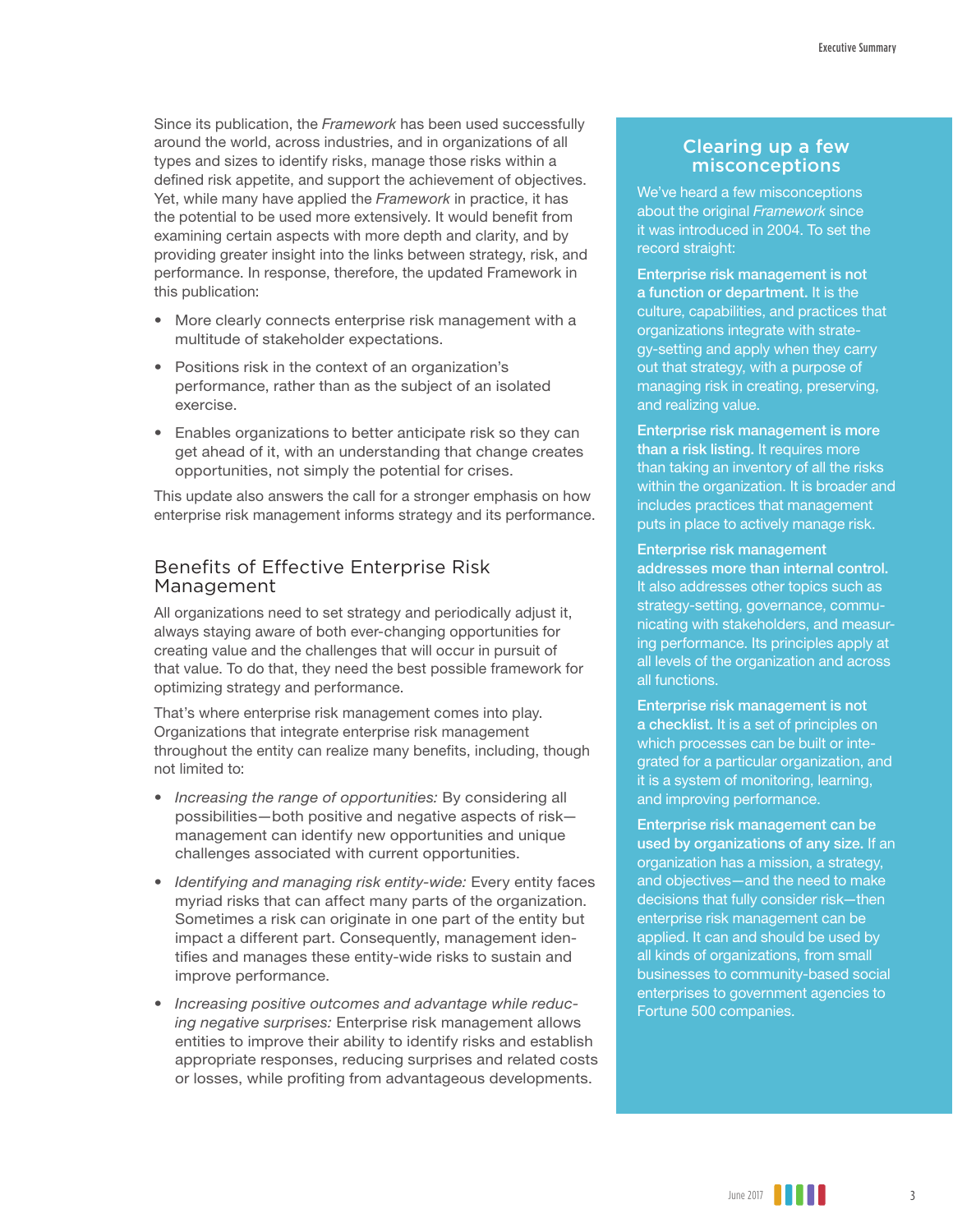Since its publication, the *Framework* has been used successfully around the world, across industries, and in organizations of all types and sizes to identify risks, manage those risks within a defined risk appetite, and support the achievement of objectives. Yet, while many have applied the *Framework* in practice, it has the potential to be used more extensively. It would benefit from examining certain aspects with more depth and clarity, and by providing greater insight into the links between strategy, risk, and performance. In response, therefore, the updated Framework in this publication:

- More clearly connects enterprise risk management with a multitude of stakeholder expectations.
- Positions risk in the context of an organization's performance, rather than as the subject of an isolated exercise.
- Enables organizations to better anticipate risk so they can get ahead of it, with an understanding that change creates opportunities, not simply the potential for crises.

This update also answers the call for a stronger emphasis on how enterprise risk management informs strategy and its performance.

## Benefits of Effective Enterprise Risk Management

All organizations need to set strategy and periodically adjust it, always staying aware of both ever-changing opportunities for creating value and the challenges that will occur in pursuit of that value. To do that, they need the best possible framework for optimizing strategy and performance.

That's where enterprise risk management comes into play. Organizations that integrate enterprise risk management throughout the entity can realize many benefits, including, though not limited to:

- *Increasing the range of opportunities:* By considering all possibilities—both positive and negative aspects of risk—management can identify new opportunities and unique challenges associated with current opportunities.
- *Identifying and managing risk entity-wide:* Every entity faces myriad risks that can affect many parts of the organization. Sometimes a risk can originate in one part of the entity but impact a different part. Consequently, management identifies and manages these entity-wide risks to sustain and improve performance.
- *Increasing positive outcomes and advantage while reducing negative surprises:* Enterprise risk management allows entities to improve their ability to identify risks and establish appropriate responses, reducing surprises and related costs or losses, while profiting from advantageous developments.

### Clearing up a few misconceptions

We've heard a few misconceptions about the original *Framework* since it was introduced in 2004. To set the record straight:

**Enterprise risk management is not a function or department.** It is the culture, capabilities, and practices that organizations integrate with strategy-setting and apply when they carry out that strategy, with a purpose of managing risk in creating, preserving, and realizing value.

**Enterprise risk management is more than a risk listing.** It requires more than taking an inventory of all the risks within the organization. It is broader and includes practices that management puts in place to actively manage risk.

**Enterprise risk management addresses more than internal control.** It also addresses other topics such as strategy-setting, governance, communicating with stakeholders, and measuring performance. Its principles apply at all levels of the organization and across all functions.

**Enterprise risk management is not a checklist.** It is a set of principles on which processes can be built or integrated for a particular organization, and it is a system of monitoring, learning, and improving performance.

**Enterprise risk management can be used by organizations of any size.** If an organization has a mission, a strategy, and objectives—and the need to make decisions that fully consider risk—then enterprise risk management can be applied. It can and should be used by all kinds of organizations, from small businesses to community-based social enterprises to government agencies to Fortune 500 companies.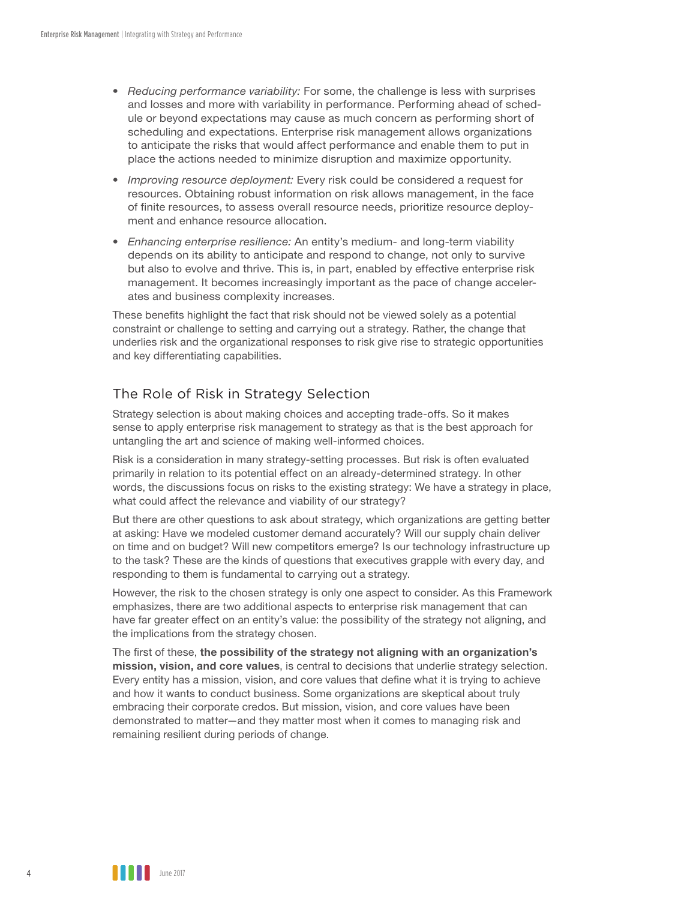- *Reducing performance variability:* For some, the challenge is less with surprises and losses and more with variability in performance. Performing ahead of schedule or beyond expectations may cause as much concern as performing short of scheduling and expectations. Enterprise risk management allows organizations to anticipate the risks that would affect performance and enable them to put in place the actions needed to minimize disruption and maximize opportunity.
- *Improving resource deployment:* Every risk could be considered a request for resources. Obtaining robust information on risk allows management, in the face of finite resources, to assess overall resource needs, prioritize resource deployment and enhance resource allocation.
- *Enhancing enterprise resilience:* An entity's medium- and long-term viability depends on its ability to anticipate and respond to change, not only to survive but also to evolve and thrive. This is, in part, enabled by effective enterprise risk management. It becomes increasingly important as the pace of change accelerates and business complexity increases.

These benefits highlight the fact that risk should not be viewed solely as a potential constraint or challenge to setting and carrying out a strategy. Rather, the change that underlies risk and the organizational responses to risk give rise to strategic opportunities and key differentiating capabilities.

## The Role of Risk in Strategy Selection

Strategy selection is about making choices and accepting trade-offs. So it makes sense to apply enterprise risk management to strategy as that is the best approach for untangling the art and science of making well-informed choices.

Risk is a consideration in many strategy-setting processes. But risk is often evaluated primarily in relation to its potential effect on an already-determined strategy. In other words, the discussions focus on risks to the existing strategy: We have a strategy in place, what could affect the relevance and viability of our strategy?

But there are other questions to ask about strategy, which organizations are getting better at asking: Have we modeled customer demand accurately? Will our supply chain deliver on time and on budget? Will new competitors emerge? Is our technology infrastructure up to the task? These are the kinds of questions that executives grapple with every day, and responding to them is fundamental to carrying out a strategy.

However, the risk to the chosen strategy is only one aspect to consider. As this Framework emphasizes, there are two additional aspects to enterprise risk management that can have far greater effect on an entity's value: the possibility of the strategy not aligning, and the implications from the strategy chosen.

The first of these, **the possibility of the strategy not aligning with an organization's mission, vision, and core values**, is central to decisions that underlie strategy selection. Every entity has a mission, vision, and core values that define what it is trying to achieve and how it wants to conduct business. Some organizations are skeptical about truly embracing their corporate credos. But mission, vision, and core values have been demonstrated to matter—and they matter most when it comes to managing risk and remaining resilient during periods of change.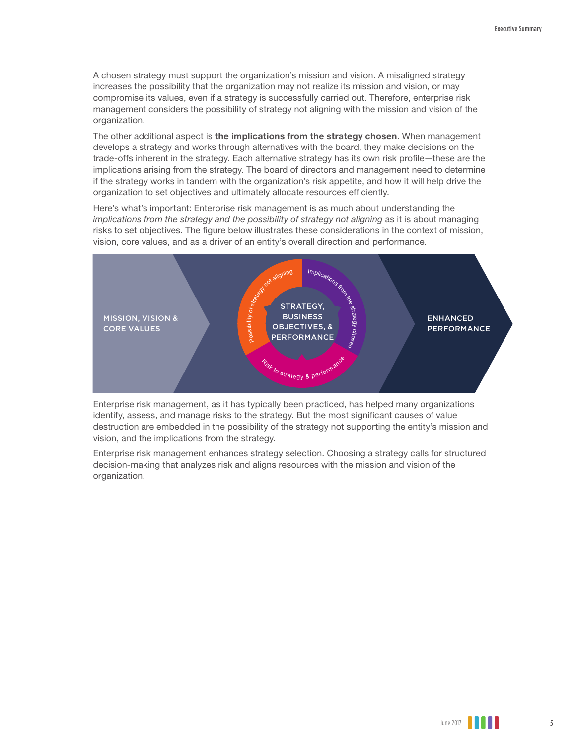A chosen strategy must support the organization's mission and vision. A misaligned strategy increases the possibility that the organization may not realize its mission and vision, or may compromise its values, even if a strategy is successfully carried out. Therefore, enterprise risk management considers the possibility of strategy not aligning with the mission and vision of the organization.

The other additional aspect is **the implications from the strategy chosen**. When management develops a strategy and works through alternatives with the board, they make decisions on the trade-offs inherent in the strategy. Each alternative strategy has its own risk profile—these are the implications arising from the strategy. The board of directors and management need to determine if the strategy works in tandem with the organization's risk appetite, and how it will help drive the organization to set objectives and ultimately allocate resources efficiently.

Here's what's important: Enterprise risk management is as much about understanding the *implications from the strategy and the possibility of strategy not aligning* as it is about managing risks to set objectives. The figure below illustrates these considerations in the context of mission, vision, core values, and as a driver of an entity's overall direction and performance.

MISSION, VISION & CORE VALUES

Possibility of strategy not aligning

Implications from the strategy chosen

STRATEGY, BUSINESS OBJECTIVES, & PERFORMANCE

Risk to strategy & performance

ENHANCED PERFORMANCE

Enterprise risk management, as it has typically been practiced, has helped many organizations identify, assess, and manage risks to the strategy. But the most significant causes of value destruction are embedded in the possibility of the strategy not supporting the entity's mission and vision, and the implications from the strategy.

Enterprise risk management enhances strategy selection. Choosing a strategy calls for structured decision-making that analyzes risk and aligns resources with the mission and vision of the organization.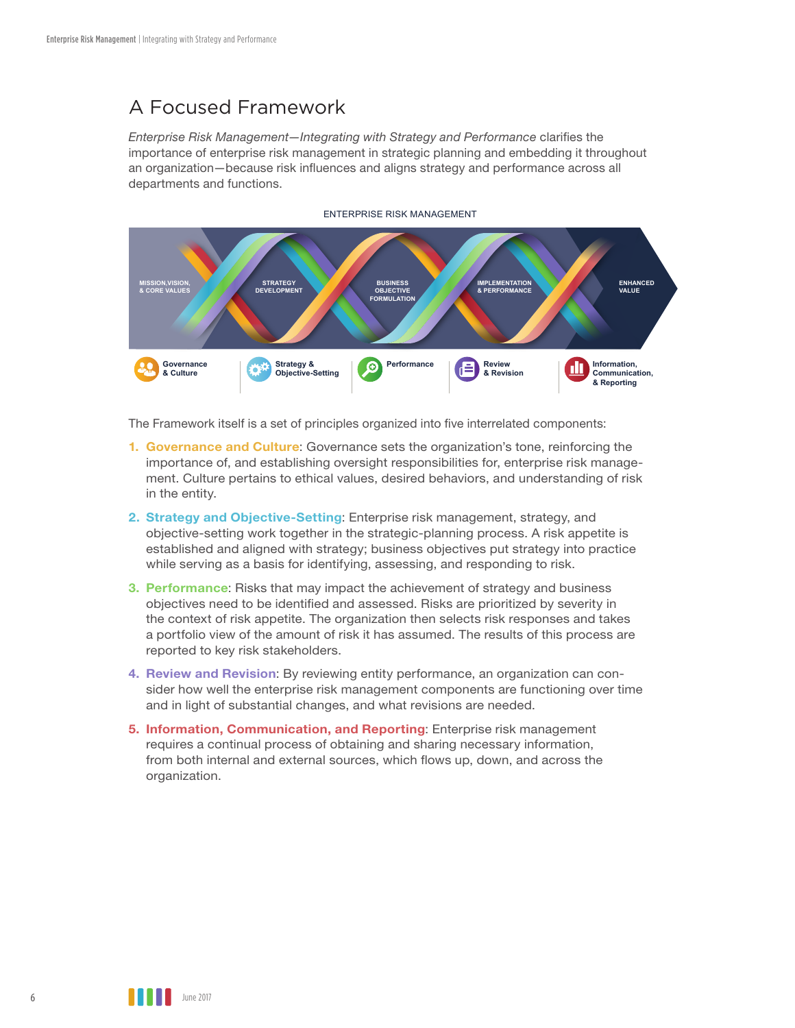# A Focused Framework

*Enterprise Risk Management—Integrating with Strategy and Performance* clarifies the importance of enterprise risk management in strategic planning and embedding it throughout an organization—because risk influences and aligns strategy and performance across all departments and functions.

ENTERPRISE RISK MANAGEMENT

MISSION, VISION, & CORE VALUES — STRATEGY DEVELOPMENT — BUSINESS OBJECTIVE FORMULATION — IMPLEMENTATION & PERFORMANCE — ENHANCED VALUE

Governance & Culture | Strategy & Objective-Setting | Performance | Review & Revision | Information, Communication, & Reporting

The Framework itself is a set of principles organized into five interrelated components:

1. **Governance and Culture**: Governance sets the organization's tone, reinforcing the importance of, and establishing oversight responsibilities for, enterprise risk management. Culture pertains to ethical values, desired behaviors, and understanding of risk in the entity.
2. **Strategy and Objective-Setting**: Enterprise risk management, strategy, and objective-setting work together in the strategic-planning process. A risk appetite is established and aligned with strategy; business objectives put strategy into practice while serving as a basis for identifying, assessing, and responding to risk.
3. **Performance**: Risks that may impact the achievement of strategy and business objectives need to be identified and assessed. Risks are prioritized by severity in the context of risk appetite. The organization then selects risk responses and takes a portfolio view of the amount of risk it has assumed. The results of this process are reported to key risk stakeholders.
4. **Review and Revision**: By reviewing entity performance, an organization can consider how well the enterprise risk management components are functioning over time and in light of substantial changes, and what revisions are needed.
5. **Information, Communication, and Reporting**: Enterprise risk management requires a continual process of obtaining and sharing necessary information, from both internal and external sources, which flows up, down, and across the organization.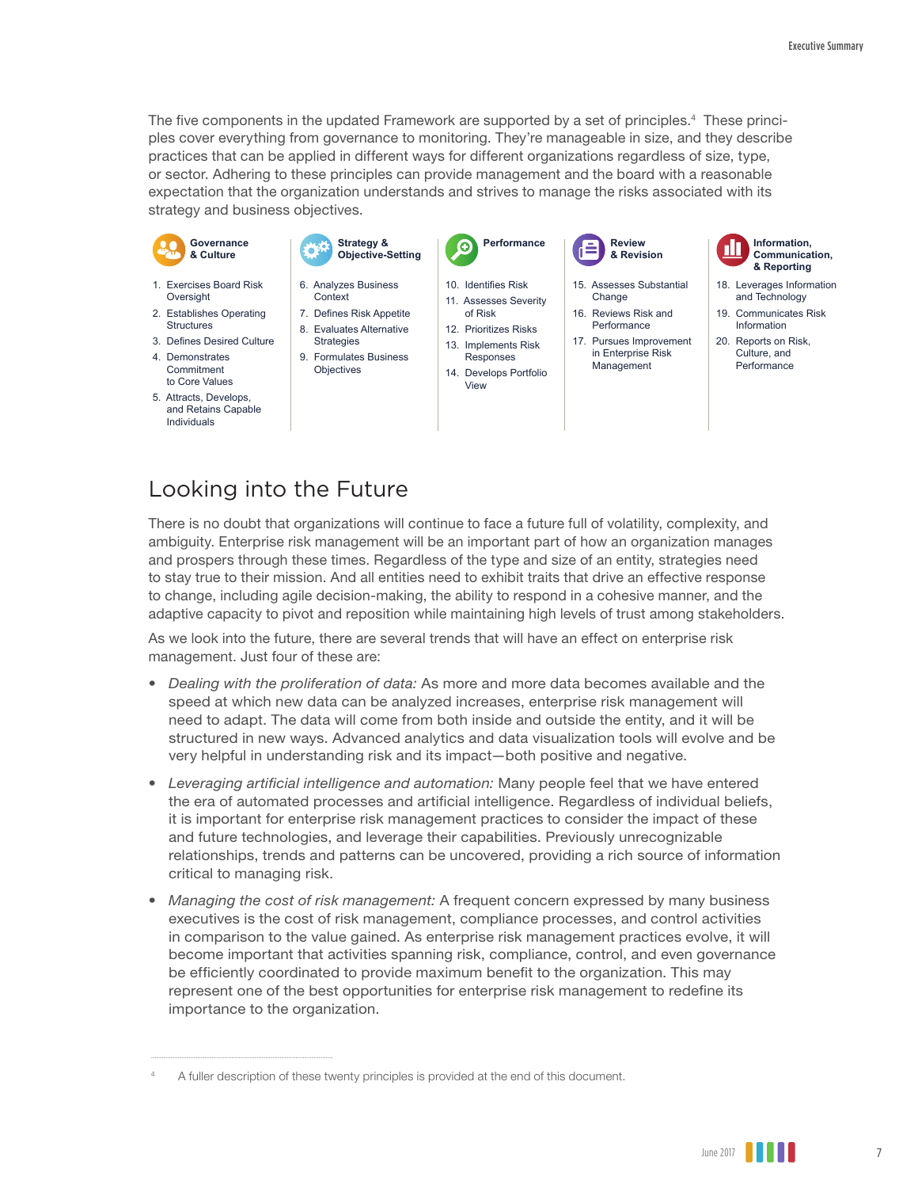The five components in the updated Framework are supported by a set of principles.[4] These principles cover everything from governance to monitoring. They're manageable in size, and they describe practices that can be applied in different ways for different organizations regardless of size, type, or sector. Adhering to these principles can provide management and the board with a reasonable expectation that the organization understands and strives to manage the risks associated with its strategy and business objectives.

**Governance & Culture**

1. Exercises Board Risk Oversight
2. Establishes Operating Structures
3. Defines Desired Culture
4. Demonstrates Commitment to Core Values
5. Attracts, Develops, and Retains Capable Individuals

**Strategy & Objective-Setting**

6. Analyzes Business Context
7. Defines Risk Appetite
8. Evaluates Alternative Strategies
9. Formulates Business Objectives

**Performance**

10. Identifies Risk
11. Assesses Severity of Risk
12. Prioritizes Risks
13. Implements Risk Responses
14. Develops Portfolio View

**Review & Revision**

15. Assesses Substantial Change
16. Reviews Risk and Performance
17. Pursues Improvement in Enterprise Risk Management

**Information, Communication, & Reporting**

18. Leverages Information and Technology
19. Communicates Risk Information
20. Reports on Risk, Culture, and Performance

## Looking into the Future

There is no doubt that organizations will continue to face a future full of volatility, complexity, and ambiguity. Enterprise risk management will be an important part of how an organization manages and prospers through these times. Regardless of the type and size of an entity, strategies need to stay true to their mission. And all entities need to exhibit traits that drive an effective response to change, including agile decision-making, the ability to respond in a cohesive manner, and the adaptive capacity to pivot and reposition while maintaining high levels of trust among stakeholders.

As we look into the future, there are several trends that will have an effect on enterprise risk management. Just four of these are:

- *Dealing with the proliferation of data:* As more and more data becomes available and the speed at which new data can be analyzed increases, enterprise risk management will need to adapt. The data will come from both inside and outside the entity, and it will be structured in new ways. Advanced analytics and data visualization tools will evolve and be very helpful in understanding risk and its impact—both positive and negative.
- *Leveraging artificial intelligence and automation:* Many people feel that we have entered the era of automated processes and artificial intelligence. Regardless of individual beliefs, it is important for enterprise risk management practices to consider the impact of these and future technologies, and leverage their capabilities. Previously unrecognizable relationships, trends and patterns can be uncovered, providing a rich source of information critical to managing risk.
- *Managing the cost of risk management:* A frequent concern expressed by many business executives is the cost of risk management, compliance processes, and control activities in comparison to the value gained. As enterprise risk management practices evolve, it will become important that activities spanning risk, compliance, control, and even governance be efficiently coordinated to provide maximum benefit to the organization. This may represent one of the best opportunities for enterprise risk management to redefine its importance to the organization.

---

[4] A fuller description of these twenty principles is provided at the end of this document.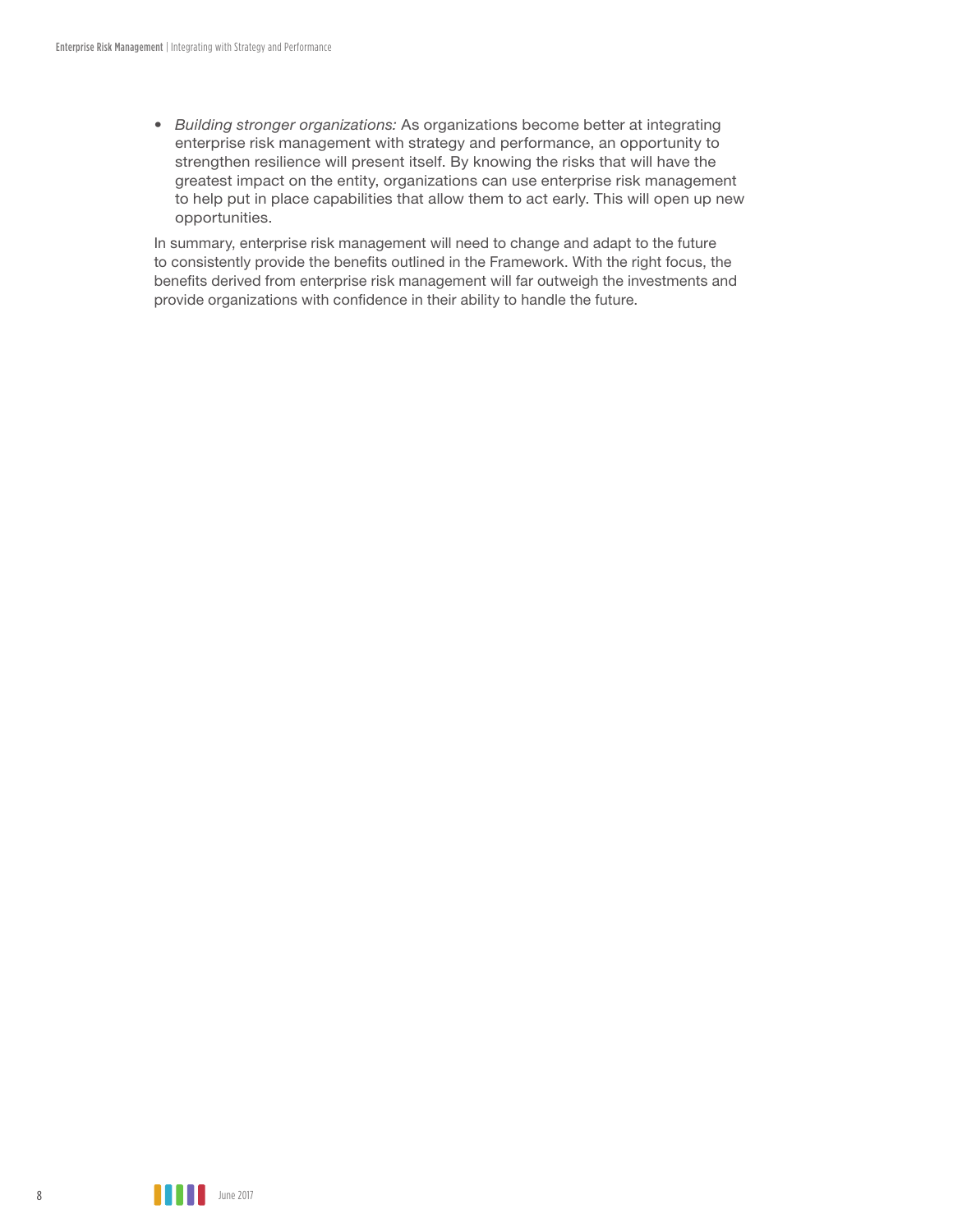- *Building stronger organizations:* As organizations become better at integrating enterprise risk management with strategy and performance, an opportunity to strengthen resilience will present itself. By knowing the risks that will have the greatest impact on the entity, organizations can use enterprise risk management to help put in place capabilities that allow them to act early. This will open up new opportunities.

In summary, enterprise risk management will need to change and adapt to the future to consistently provide the benefits outlined in the Framework. With the right focus, the benefits derived from enterprise risk management will far outweigh the investments and provide organizations with confidence in their ability to handle the future.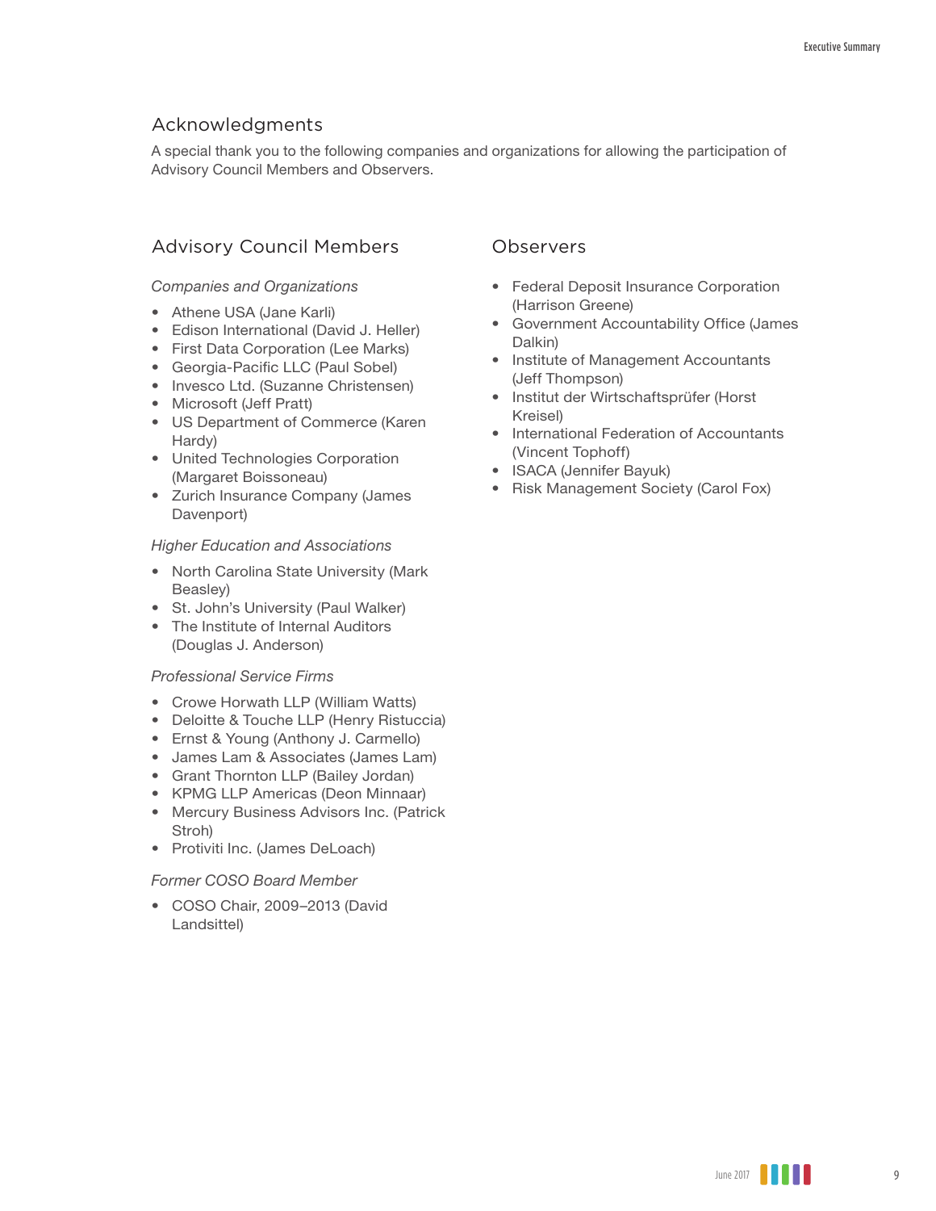## Acknowledgments

A special thank you to the following companies and organizations for allowing the participation of Advisory Council Members and Observers.

### Advisory Council Members

*Companies and Organizations*

- Athene USA (Jane Karli)
- Edison International (David J. Heller)
- First Data Corporation (Lee Marks)
- Georgia-Pacific LLC (Paul Sobel)
- Invesco Ltd. (Suzanne Christensen)
- Microsoft (Jeff Pratt)
- US Department of Commerce (Karen Hardy)
- United Technologies Corporation (Margaret Boissoneau)
- Zurich Insurance Company (James Davenport)

*Higher Education and Associations*

- North Carolina State University (Mark Beasley)
- St. John's University (Paul Walker)
- The Institute of Internal Auditors (Douglas J. Anderson)

*Professional Service Firms*

- Crowe Horwath LLP (William Watts)
- Deloitte & Touche LLP (Henry Ristuccia)
- Ernst & Young (Anthony J. Carmello)
- James Lam & Associates (James Lam)
- Grant Thornton LLP (Bailey Jordan)
- KPMG LLP Americas (Deon Minnaar)
- Mercury Business Advisors Inc. (Patrick Stroh)
- Protiviti Inc. (James DeLoach)

*Former COSO Board Member*

- COSO Chair, 2009–2013 (David Landsittel)

### Observers

- Federal Deposit Insurance Corporation (Harrison Greene)
- Government Accountability Office (James Dalkin)
- Institute of Management Accountants (Jeff Thompson)
- Institut der Wirtschaftsprüfer (Horst Kreisel)
- International Federation of Accountants (Vincent Tophoff)
- ISACA (Jennifer Bayuk)
- Risk Management Society (Carol Fox)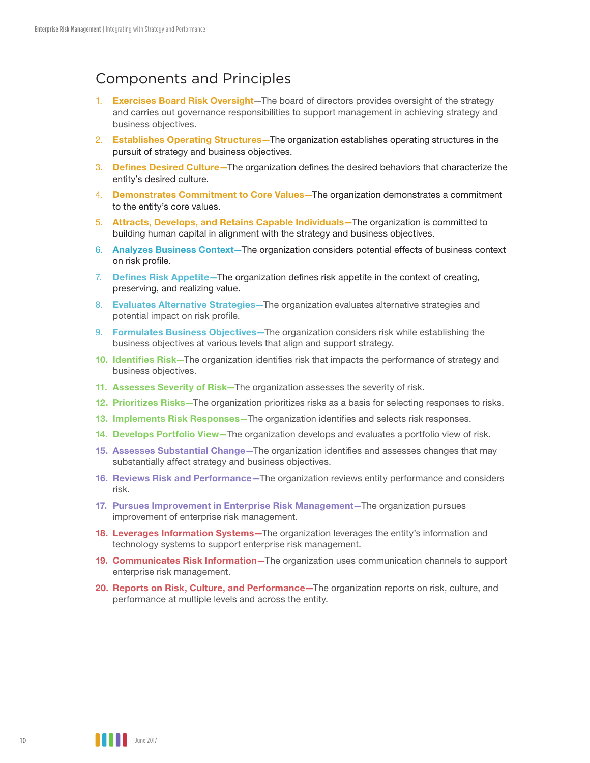## Components and Principles

1. **Exercises Board Risk Oversight**—The board of directors provides oversight of the strategy and carries out governance responsibilities to support management in achieving strategy and business objectives.
2. **Establishes Operating Structures**—The organization establishes operating structures in the pursuit of strategy and business objectives.
3. **Defines Desired Culture**—The organization defines the desired behaviors that characterize the entity's desired culture.
4. **Demonstrates Commitment to Core Values**—The organization demonstrates a commitment to the entity's core values.
5. **Attracts, Develops, and Retains Capable Individuals**—The organization is committed to building human capital in alignment with the strategy and business objectives.
6. **Analyzes Business Context**—The organization considers potential effects of business context on risk profile.
7. **Defines Risk Appetite**—The organization defines risk appetite in the context of creating, preserving, and realizing value.
8. **Evaluates Alternative Strategies**—The organization evaluates alternative strategies and potential impact on risk profile.
9. **Formulates Business Objectives**—The organization considers risk while establishing the business objectives at various levels that align and support strategy.
10. **Identifies Risk**—The organization identifies risk that impacts the performance of strategy and business objectives.
11. **Assesses Severity of Risk**—The organization assesses the severity of risk.
12. **Prioritizes Risks**—The organization prioritizes risks as a basis for selecting responses to risks.
13. **Implements Risk Responses**—The organization identifies and selects risk responses.
14. **Develops Portfolio View**—The organization develops and evaluates a portfolio view of risk.
15. **Assesses Substantial Change**—The organization identifies and assesses changes that may substantially affect strategy and business objectives.
16. **Reviews Risk and Performance**—The organization reviews entity performance and considers risk.
17. **Pursues Improvement in Enterprise Risk Management**—The organization pursues improvement of enterprise risk management.
18. **Leverages Information Systems**—The organization leverages the entity's information and technology systems to support enterprise risk management.
19. **Communicates Risk Information**—The organization uses communication channels to support enterprise risk management.
20. **Reports on Risk, Culture, and Performance**—The organization reports on risk, culture, and performance at multiple levels and across the entity.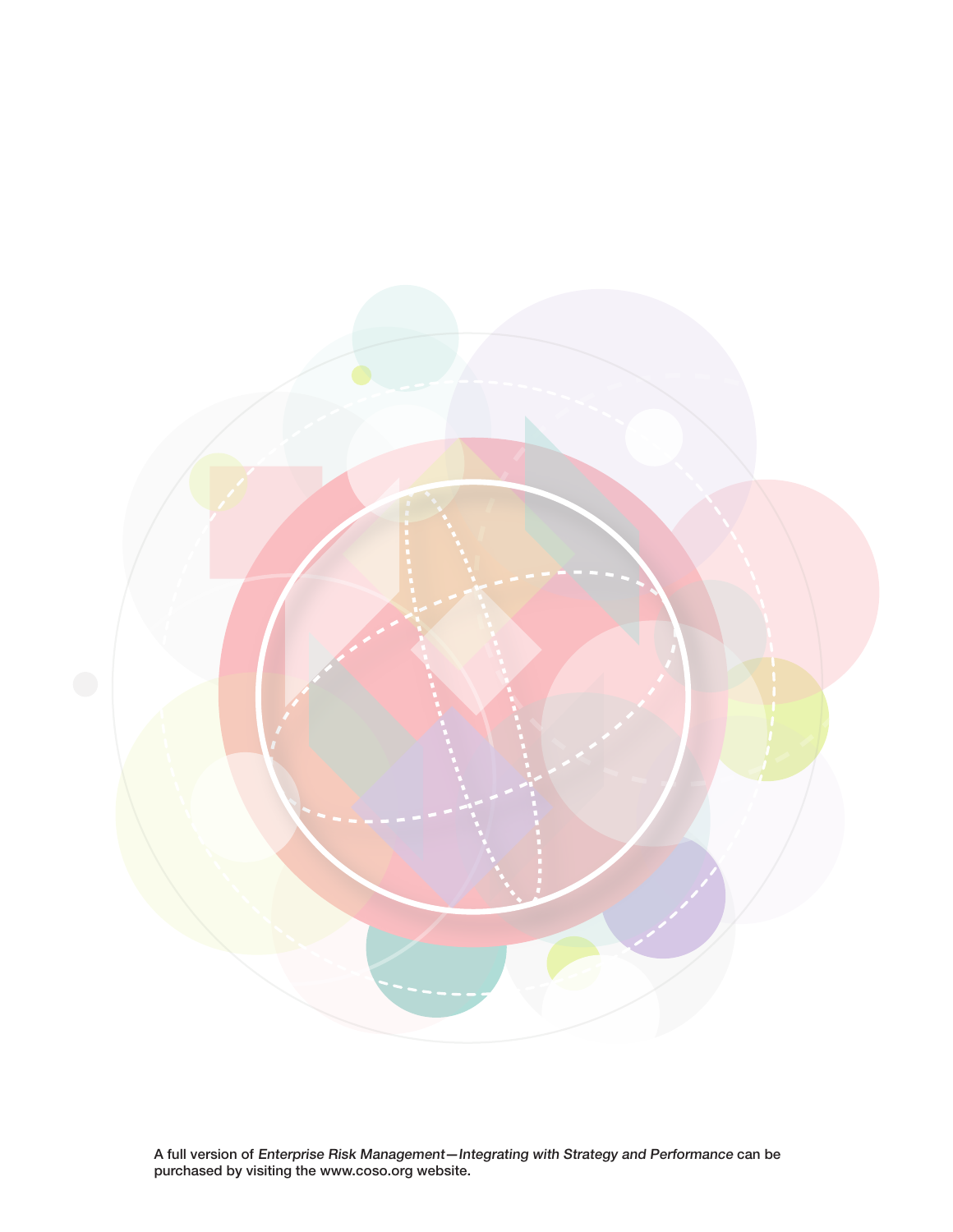A full version of *Enterprise Risk Management—Integrating with Strategy and Performance* can be purchased by visiting the www.coso.org website.